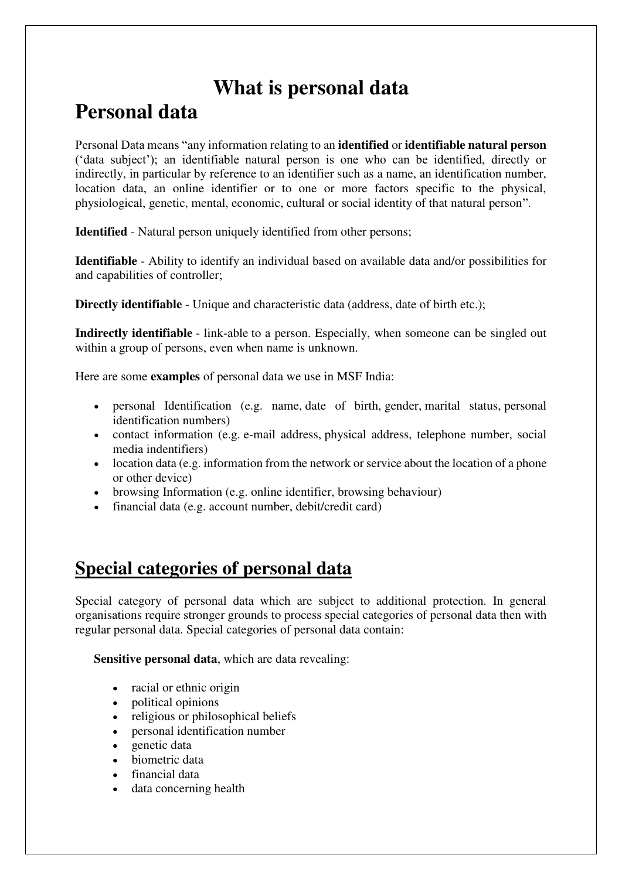# What is personal data

# Personal data

Personal Data means "any information relating to an **identified** or **identifiable natural person** ('data subject'); an identifiable natural person is one who can be identified, directly or indirectly, in particular by reference to an identifier such as a name, an identification number, location data, an online identifier or to one or more factors specific to the physical, physiological, genetic, mental, economic, cultural or social identity of that natural person".

**Identified** - Natural person uniquely identified from other persons;

**Identifiable** - Ability to identify an individual based on available data and/or possibilities for and capabilities of controller;

**Directly identifiable** - Unique and characteristic data (address, date of birth etc.);

**Indirectly identifiable** - link-able to a person. Especially, when someone can be singled out within a group of persons, even when name is unknown.

Here are some **examples** of personal data we use in MSF India:

- personal Identification (e.g. name, date of birth, gender, marital status, personal identification numbers)
- contact information (e.g. e-mail address, physical address, telephone number, social media indentifiers)
- location data (e.g. information from the network or service about the location of a phone or other device)
- browsing Information (e.g. online identifier, browsing behaviour)
- financial data (e.g. account number, debit/credit card)

## Special categories of personal data

Special category of personal data which are subject to additional protection. In general organisations require stronger grounds to process special categories of personal data then with regular personal data. Special categories of personal data contain:

**Sensitive personal data**, which are data revealing:

- racial or ethnic origin
- political opinions
- religious or philosophical beliefs
- personal identification number
- genetic data
- biometric data
- financial data
- data concerning health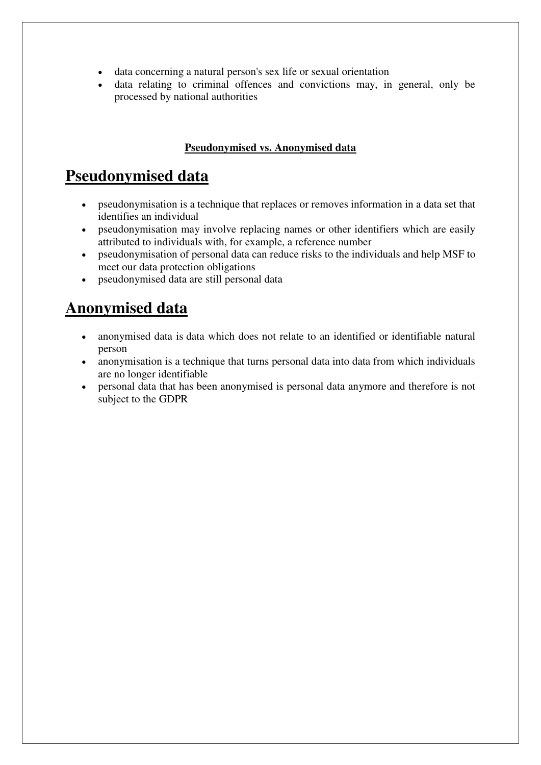- data concerning a natural person's sex life or sexual orientation
- data relating to criminal offences and convictions may, in general, only be processed by national authorities

**Pseudonymised vs. Anonymised data**

# Pseudonymised data

- pseudonymisation is a technique that replaces or removes information in a data set that identifies an individual
- pseudonymisation may involve replacing names or other identifiers which are easily attributed to individuals with, for example, a reference number
- pseudonymisation of personal data can reduce risks to the individuals and help MSF to meet our data protection obligations
- pseudonymised data are still personal data

# Anonymised data

- anonymised data is data which does not relate to an identified or identifiable natural person
- anonymisation is a technique that turns personal data into data from which individuals are no longer identifiable
- personal data that has been anonymised is personal data anymore and therefore is not subject to the GDPR